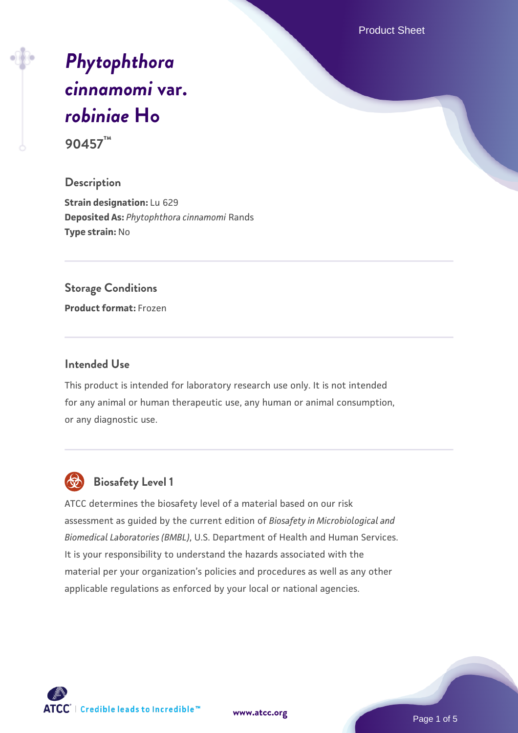# *Phytophthora cinnamomi* var. *robiniae* Ho

**90457™**

## Description

**Strain designation:** Lu 629
**Deposited As:** *Phytophthora cinnamomi* Rands
**Type strain:** No

## Storage Conditions

**Product format:** Frozen

## Intended Use

This product is intended for laboratory research use only. It is not intended for any animal or human therapeutic use, any human or animal consumption, or any diagnostic use.

## Biosafety Level 1

ATCC determines the biosafety level of a material based on our risk assessment as guided by the current edition of *Biosafety in Microbiological and Biomedical Laboratories (BMBL)*, U.S. Department of Health and Human Services. It is your responsibility to understand the hazards associated with the material per your organization's policies and procedures as well as any other applicable regulations as enforced by your local or national agencies.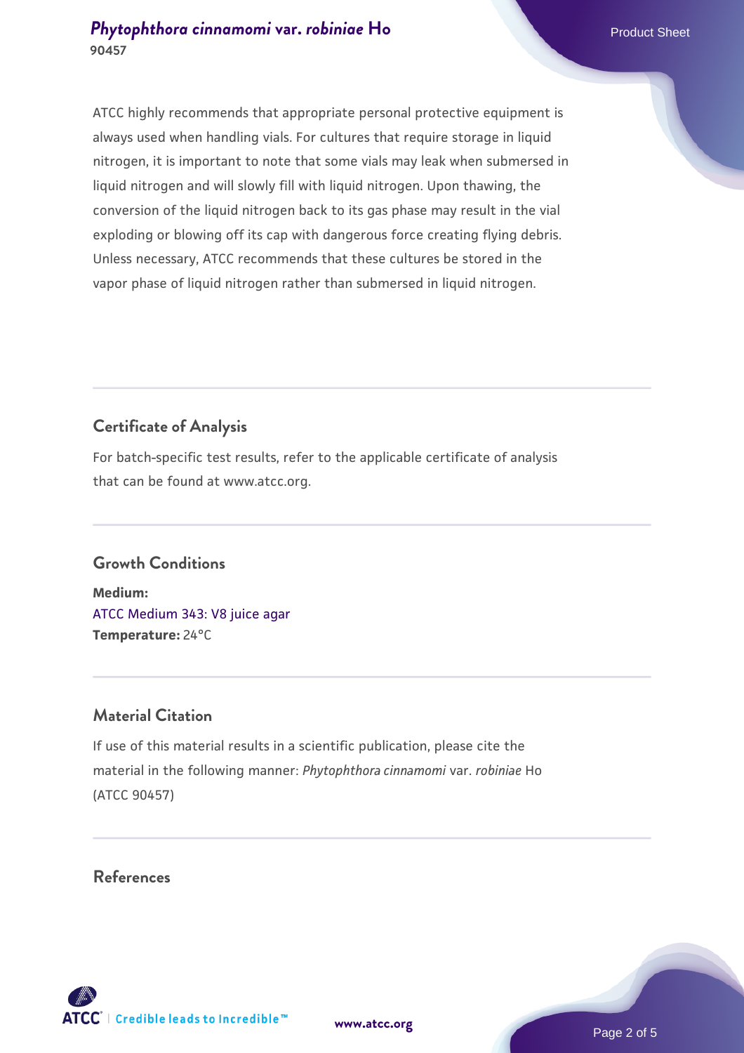ATCC highly recommends that appropriate personal protective equipment is always used when handling vials. For cultures that require storage in liquid nitrogen, it is important to note that some vials may leak when submersed in liquid nitrogen and will slowly fill with liquid nitrogen. Upon thawing, the conversion of the liquid nitrogen back to its gas phase may result in the vial exploding or blowing off its cap with dangerous force creating flying debris. Unless necessary, ATCC recommends that these cultures be stored in the vapor phase of liquid nitrogen rather than submersed in liquid nitrogen.

## Certificate of Analysis

For batch-specific test results, refer to the applicable certificate of analysis that can be found at www.atcc.org.

## Growth Conditions

**Medium:**
ATCC Medium 343: V8 juice agar
**Temperature:** 24°C

## Material Citation

If use of this material results in a scientific publication, please cite the material in the following manner: *Phytophthora cinnamomi* var. *robiniae* Ho (ATCC 90457)

## References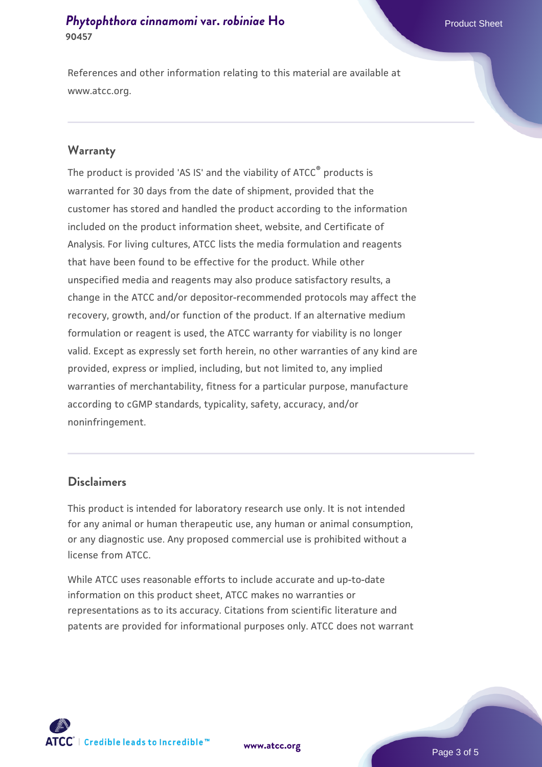References and other information relating to this material are available at www.atcc.org.

## Warranty

The product is provided 'AS IS' and the viability of ATCC® products is warranted for 30 days from the date of shipment, provided that the customer has stored and handled the product according to the information included on the product information sheet, website, and Certificate of Analysis. For living cultures, ATCC lists the media formulation and reagents that have been found to be effective for the product. While other unspecified media and reagents may also produce satisfactory results, a change in the ATCC and/or depositor-recommended protocols may affect the recovery, growth, and/or function of the product. If an alternative medium formulation or reagent is used, the ATCC warranty for viability is no longer valid. Except as expressly set forth herein, no other warranties of any kind are provided, express or implied, including, but not limited to, any implied warranties of merchantability, fitness for a particular purpose, manufacture according to cGMP standards, typicality, safety, accuracy, and/or noninfringement.

## Disclaimers

This product is intended for laboratory research use only. It is not intended for any animal or human therapeutic use, any human or animal consumption, or any diagnostic use. Any proposed commercial use is prohibited without a license from ATCC.

While ATCC uses reasonable efforts to include accurate and up-to-date information on this product sheet, ATCC makes no warranties or representations as to its accuracy. Citations from scientific literature and patents are provided for informational purposes only. ATCC does not warrant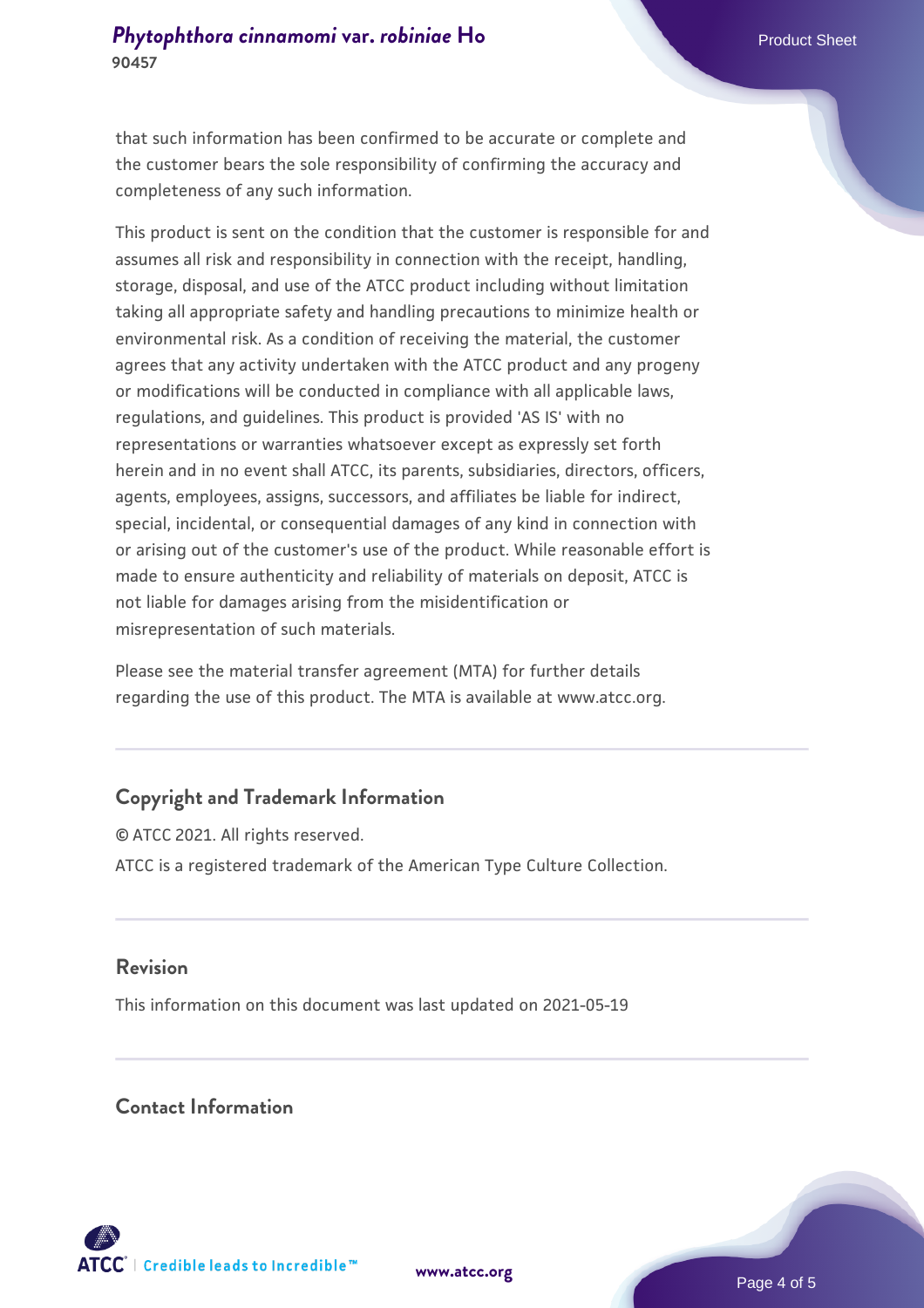that such information has been confirmed to be accurate or complete and the customer bears the sole responsibility of confirming the accuracy and completeness of any such information.

This product is sent on the condition that the customer is responsible for and assumes all risk and responsibility in connection with the receipt, handling, storage, disposal, and use of the ATCC product including without limitation taking all appropriate safety and handling precautions to minimize health or environmental risk. As a condition of receiving the material, the customer agrees that any activity undertaken with the ATCC product and any progeny or modifications will be conducted in compliance with all applicable laws, regulations, and guidelines. This product is provided 'AS IS' with no representations or warranties whatsoever except as expressly set forth herein and in no event shall ATCC, its parents, subsidiaries, directors, officers, agents, employees, assigns, successors, and affiliates be liable for indirect, special, incidental, or consequential damages of any kind in connection with or arising out of the customer's use of the product. While reasonable effort is made to ensure authenticity and reliability of materials on deposit, ATCC is not liable for damages arising from the misidentification or misrepresentation of such materials.

Please see the material transfer agreement (MTA) for further details regarding the use of this product. The MTA is available at www.atcc.org.

## Copyright and Trademark Information

© ATCC 2021. All rights reserved.

ATCC is a registered trademark of the American Type Culture Collection.

## Revision

This information on this document was last updated on 2021-05-19

## Contact Information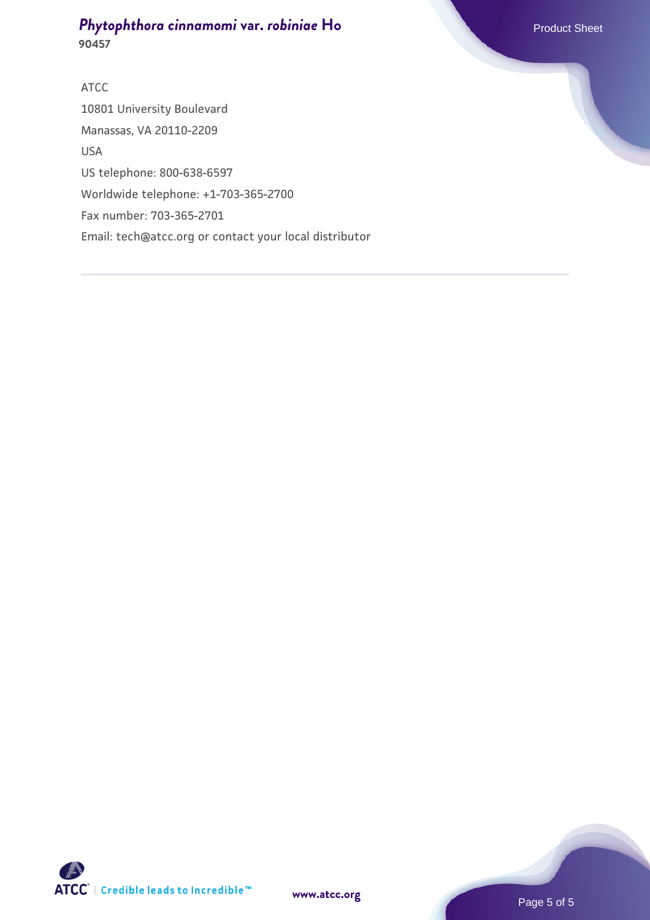ATCC

10801 University Boulevard

Manassas, VA 20110-2209

USA

US telephone: 800-638-6597

Worldwide telephone: +1-703-365-2700

Fax number: 703-365-2701

Email: tech@atcc.org or contact your local distributor